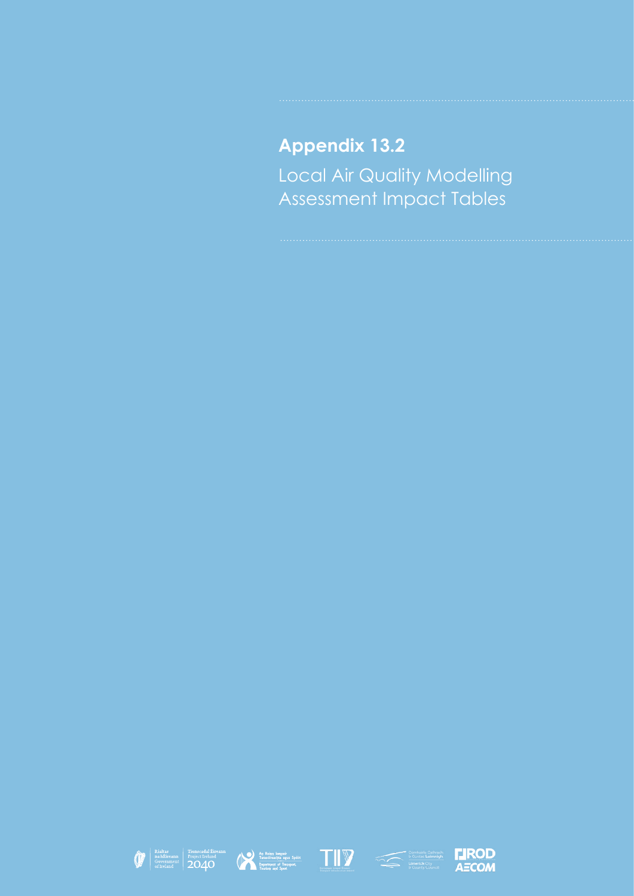# Appendix 13.2

Local Air Quality Modelling Assessment Impact Tables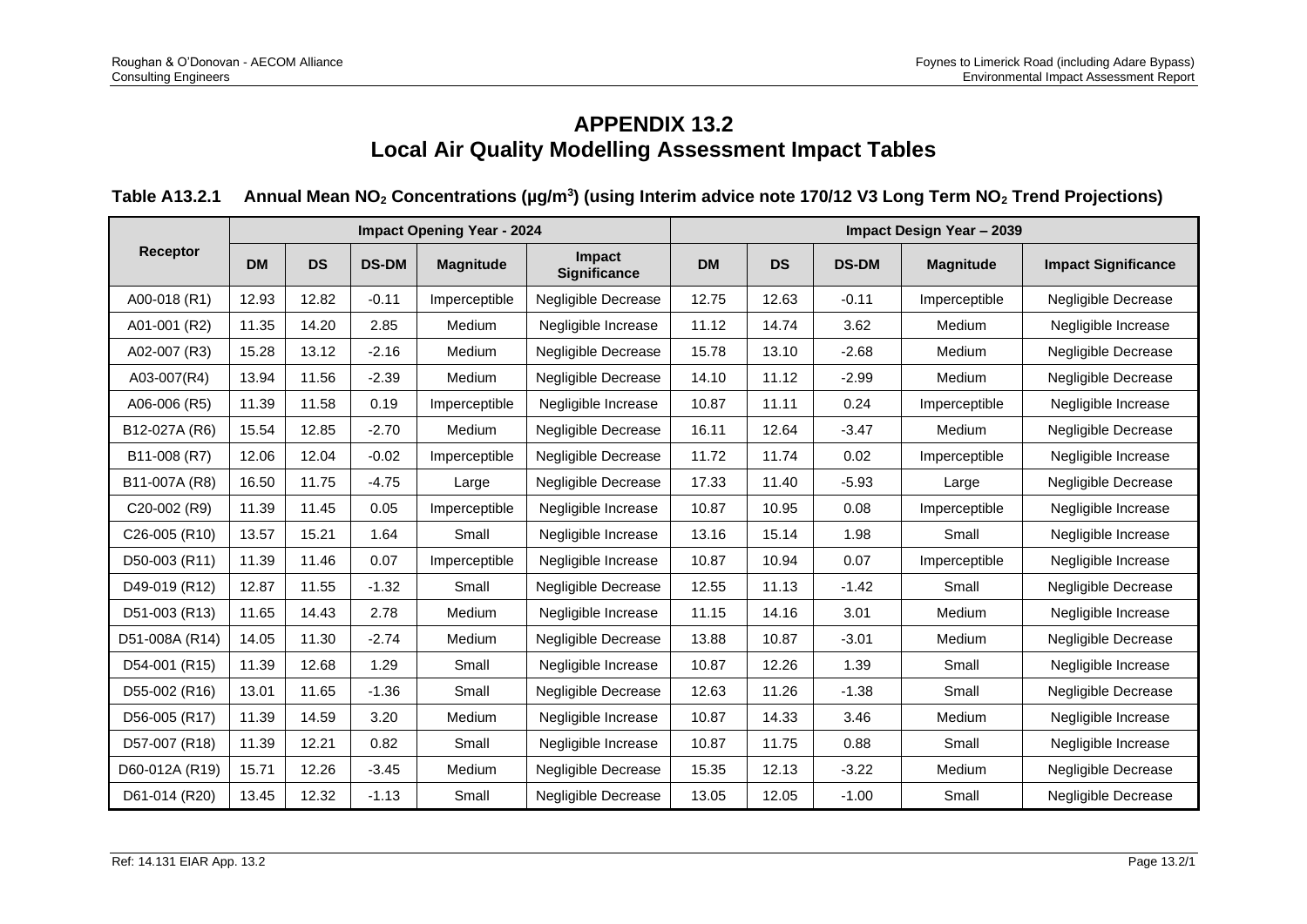# APPENDIX 13.2
# Local Air Quality Modelling Assessment Impact Tables

**Table A13.2.1 Annual Mean $NO_2$ Concentrations (μg/m$^3$) (using Interim advice note 170/12 V3 Long Term $NO_2$ Trend Projections)**

| Receptor | Impact Opening Year - 2024 | | | | | Impact Design Year – 2039 | | | | |
|---|---|---|---|---|---|---|---|---|---|---|
| | DM | DS | DS-DM | Magnitude | Impact Significance | DM | DS | DS-DM | Magnitude | Impact Significance |
| A00-018 (R1) | 12.93 | 12.82 | -0.11 | Imperceptible | Negligible Decrease | 12.75 | 12.63 | -0.11 | Imperceptible | Negligible Decrease |
| A01-001 (R2) | 11.35 | 14.20 | 2.85 | Medium | Negligible Increase | 11.12 | 14.74 | 3.62 | Medium | Negligible Increase |
| A02-007 (R3) | 15.28 | 13.12 | -2.16 | Medium | Negligible Decrease | 15.78 | 13.10 | -2.68 | Medium | Negligible Decrease |
| A03-007(R4) | 13.94 | 11.56 | -2.39 | Medium | Negligible Decrease | 14.10 | 11.12 | -2.99 | Medium | Negligible Decrease |
| A06-006 (R5) | 11.39 | 11.58 | 0.19 | Imperceptible | Negligible Increase | 10.87 | 11.11 | 0.24 | Imperceptible | Negligible Increase |
| B12-027A (R6) | 15.54 | 12.85 | -2.70 | Medium | Negligible Decrease | 16.11 | 12.64 | -3.47 | Medium | Negligible Decrease |
| B11-008 (R7) | 12.06 | 12.04 | -0.02 | Imperceptible | Negligible Decrease | 11.72 | 11.74 | 0.02 | Imperceptible | Negligible Increase |
| B11-007A (R8) | 16.50 | 11.75 | -4.75 | Large | Negligible Decrease | 17.33 | 11.40 | -5.93 | Large | Negligible Decrease |
| C20-002 (R9) | 11.39 | 11.45 | 0.05 | Imperceptible | Negligible Increase | 10.87 | 10.95 | 0.08 | Imperceptible | Negligible Increase |
| C26-005 (R10) | 13.57 | 15.21 | 1.64 | Small | Negligible Increase | 13.16 | 15.14 | 1.98 | Small | Negligible Increase |
| D50-003 (R11) | 11.39 | 11.46 | 0.07 | Imperceptible | Negligible Increase | 10.87 | 10.94 | 0.07 | Imperceptible | Negligible Increase |
| D49-019 (R12) | 12.87 | 11.55 | -1.32 | Small | Negligible Decrease | 12.55 | 11.13 | -1.42 | Small | Negligible Decrease |
| D51-003 (R13) | 11.65 | 14.43 | 2.78 | Medium | Negligible Increase | 11.15 | 14.16 | 3.01 | Medium | Negligible Increase |
| D51-008A (R14) | 14.05 | 11.30 | -2.74 | Medium | Negligible Decrease | 13.88 | 10.87 | -3.01 | Medium | Negligible Decrease |
| D54-001 (R15) | 11.39 | 12.68 | 1.29 | Small | Negligible Increase | 10.87 | 12.26 | 1.39 | Small | Negligible Increase |
| D55-002 (R16) | 13.01 | 11.65 | -1.36 | Small | Negligible Decrease | 12.63 | 11.26 | -1.38 | Small | Negligible Decrease |
| D56-005 (R17) | 11.39 | 14.59 | 3.20 | Medium | Negligible Increase | 10.87 | 14.33 | 3.46 | Medium | Negligible Increase |
| D57-007 (R18) | 11.39 | 12.21 | 0.82 | Small | Negligible Increase | 10.87 | 11.75 | 0.88 | Small | Negligible Increase |
| D60-012A (R19) | 15.71 | 12.26 | -3.45 | Medium | Negligible Decrease | 15.35 | 12.13 | -3.22 | Medium | Negligible Decrease |
| D61-014 (R20) | 13.45 | 12.32 | -1.13 | Small | Negligible Decrease | 13.05 | 12.05 | -1.00 | Small | Negligible Decrease |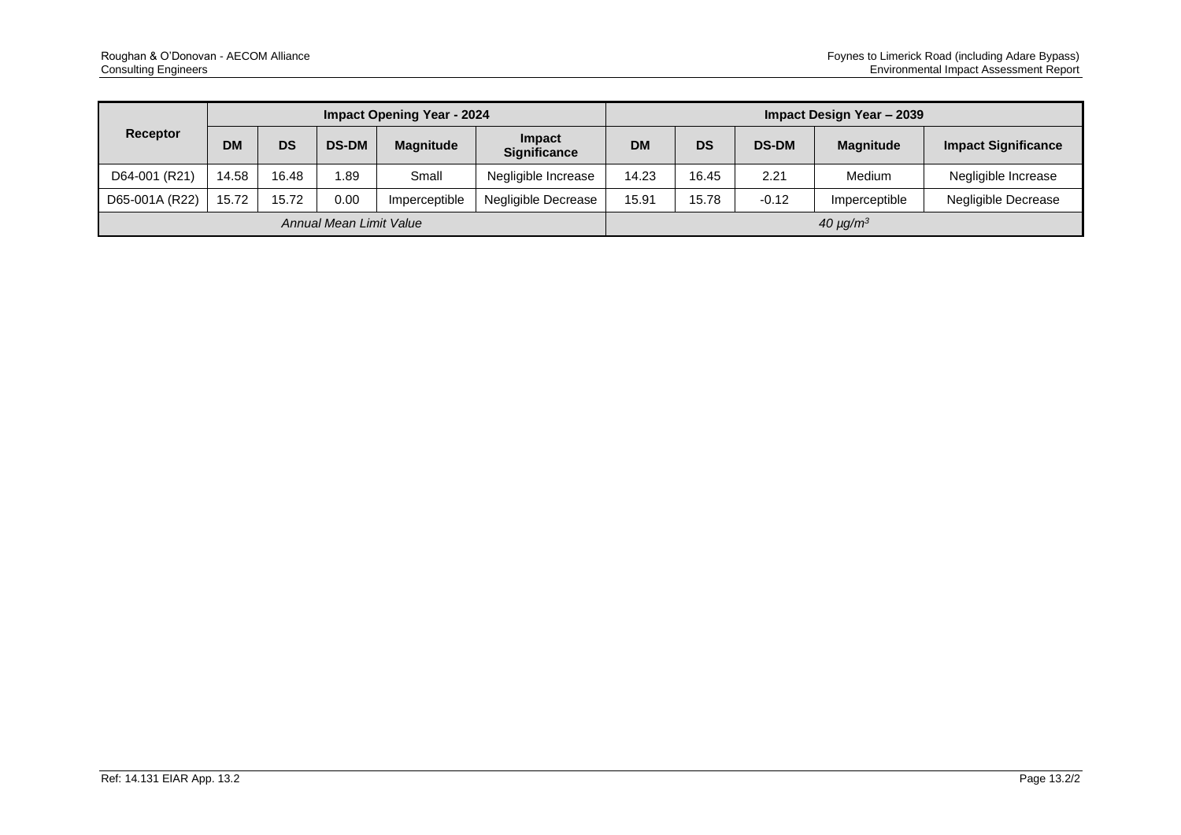| Receptor | Impact Opening Year - 2024 | | | | | Impact Design Year – 2039 | | | | |
|---|---|---|---|---|---|---|---|---|---|---|
| | DM | DS | DS-DM | Magnitude | Impact Significance | DM | DS | DS-DM | Magnitude | Impact Significance |
| D64-001 (R21) | 14.58 | 16.48 | 1.89 | Small | Negligible Increase | 14.23 | 16.45 | 2.21 | Medium | Negligible Increase |
| D65-001A (R22) | 15.72 | 15.72 | 0.00 | Imperceptible | Negligible Decrease | 15.91 | 15.78 | -0.12 | Imperceptible | Negligible Decrease |
| *Annual Mean Limit Value* | | | | | | *40 μg/m$^3$* | | | | |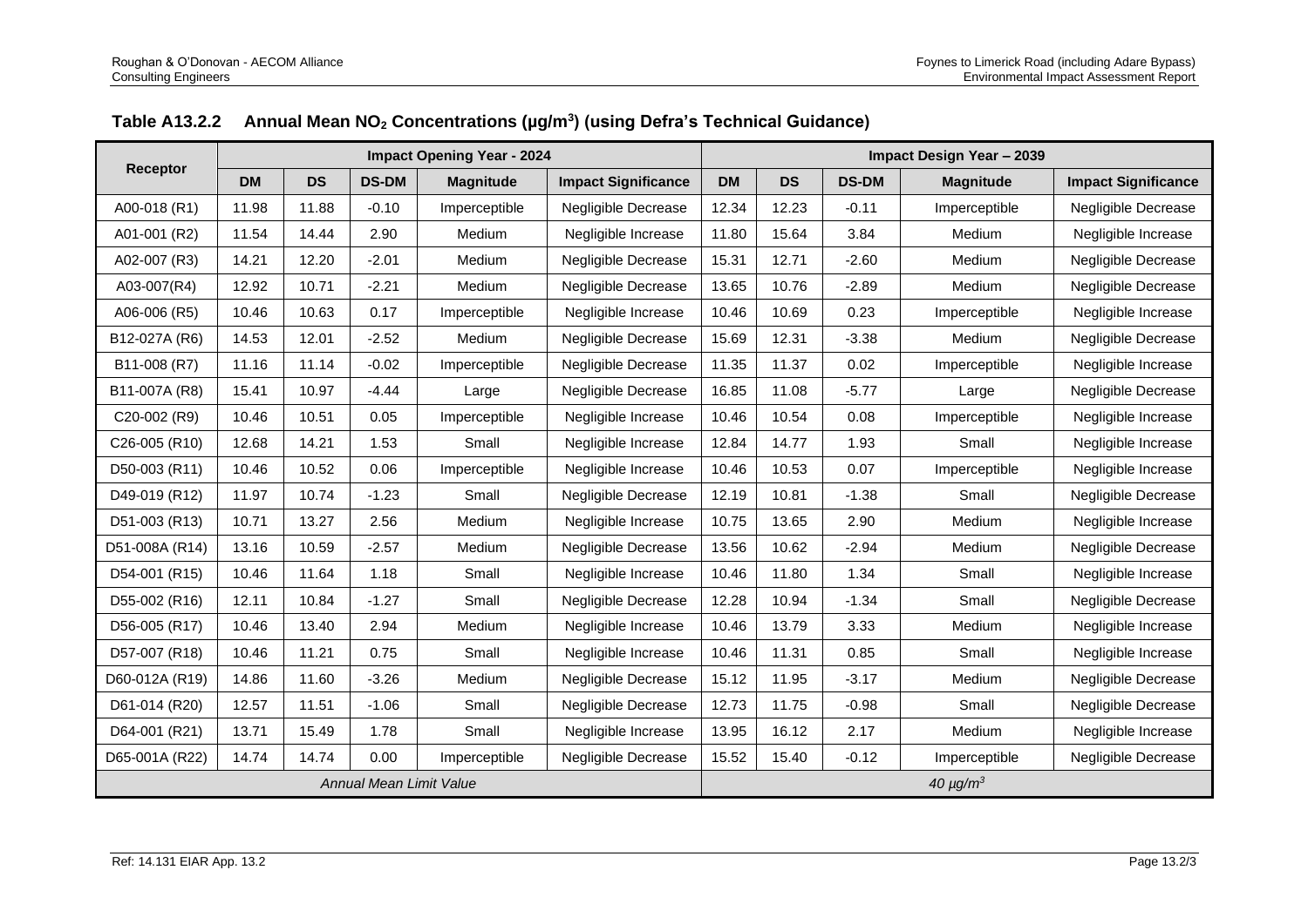**Table A13.2.2 Annual Mean $NO_2$ Concentrations ($\mu g/m^3$) (using Defra's Technical Guidance)**

| Receptor | Impact Opening Year - 2024 | | | | | Impact Design Year – 2039 | | | | |
|---|---|---|---|---|---|---|---|---|---|---|
| | DM | DS | DS-DM | Magnitude | Impact Significance | DM | DS | DS-DM | Magnitude | Impact Significance |
| A00-018 (R1) | 11.98 | 11.88 | -0.10 | Imperceptible | Negligible Decrease | 12.34 | 12.23 | -0.11 | Imperceptible | Negligible Decrease |
| A01-001 (R2) | 11.54 | 14.44 | 2.90 | Medium | Negligible Increase | 11.80 | 15.64 | 3.84 | Medium | Negligible Increase |
| A02-007 (R3) | 14.21 | 12.20 | -2.01 | Medium | Negligible Decrease | 15.31 | 12.71 | -2.60 | Medium | Negligible Decrease |
| A03-007(R4) | 12.92 | 10.71 | -2.21 | Medium | Negligible Decrease | 13.65 | 10.76 | -2.89 | Medium | Negligible Decrease |
| A06-006 (R5) | 10.46 | 10.63 | 0.17 | Imperceptible | Negligible Increase | 10.46 | 10.69 | 0.23 | Imperceptible | Negligible Increase |
| B12-027A (R6) | 14.53 | 12.01 | -2.52 | Medium | Negligible Decrease | 15.69 | 12.31 | -3.38 | Medium | Negligible Decrease |
| B11-008 (R7) | 11.16 | 11.14 | -0.02 | Imperceptible | Negligible Decrease | 11.35 | 11.37 | 0.02 | Imperceptible | Negligible Increase |
| B11-007A (R8) | 15.41 | 10.97 | -4.44 | Large | Negligible Decrease | 16.85 | 11.08 | -5.77 | Large | Negligible Decrease |
| C20-002 (R9) | 10.46 | 10.51 | 0.05 | Imperceptible | Negligible Increase | 10.46 | 10.54 | 0.08 | Imperceptible | Negligible Increase |
| C26-005 (R10) | 12.68 | 14.21 | 1.53 | Small | Negligible Increase | 12.84 | 14.77 | 1.93 | Small | Negligible Increase |
| D50-003 (R11) | 10.46 | 10.52 | 0.06 | Imperceptible | Negligible Increase | 10.46 | 10.53 | 0.07 | Imperceptible | Negligible Increase |
| D49-019 (R12) | 11.97 | 10.74 | -1.23 | Small | Negligible Decrease | 12.19 | 10.81 | -1.38 | Small | Negligible Decrease |
| D51-003 (R13) | 10.71 | 13.27 | 2.56 | Medium | Negligible Increase | 10.75 | 13.65 | 2.90 | Medium | Negligible Increase |
| D51-008A (R14) | 13.16 | 10.59 | -2.57 | Medium | Negligible Decrease | 13.56 | 10.62 | -2.94 | Medium | Negligible Decrease |
| D54-001 (R15) | 10.46 | 11.64 | 1.18 | Small | Negligible Increase | 10.46 | 11.80 | 1.34 | Small | Negligible Increase |
| D55-002 (R16) | 12.11 | 10.84 | -1.27 | Small | Negligible Decrease | 12.28 | 10.94 | -1.34 | Small | Negligible Decrease |
| D56-005 (R17) | 10.46 | 13.40 | 2.94 | Medium | Negligible Increase | 10.46 | 13.79 | 3.33 | Medium | Negligible Increase |
| D57-007 (R18) | 10.46 | 11.21 | 0.75 | Small | Negligible Increase | 10.46 | 11.31 | 0.85 | Small | Negligible Increase |
| D60-012A (R19) | 14.86 | 11.60 | -3.26 | Medium | Negligible Decrease | 15.12 | 11.95 | -3.17 | Medium | Negligible Decrease |
| D61-014 (R20) | 12.57 | 11.51 | -1.06 | Small | Negligible Decrease | 12.73 | 11.75 | -0.98 | Small | Negligible Decrease |
| D64-001 (R21) | 13.71 | 15.49 | 1.78 | Small | Negligible Increase | 13.95 | 16.12 | 2.17 | Medium | Negligible Increase |
| D65-001A (R22) | 14.74 | 14.74 | 0.00 | Imperceptible | Negligible Decrease | 15.52 | 15.40 | -0.12 | Imperceptible | Negligible Decrease |
| *Annual Mean Limit Value* | | | | | | *40 $\mu g/m^3$* | | | | |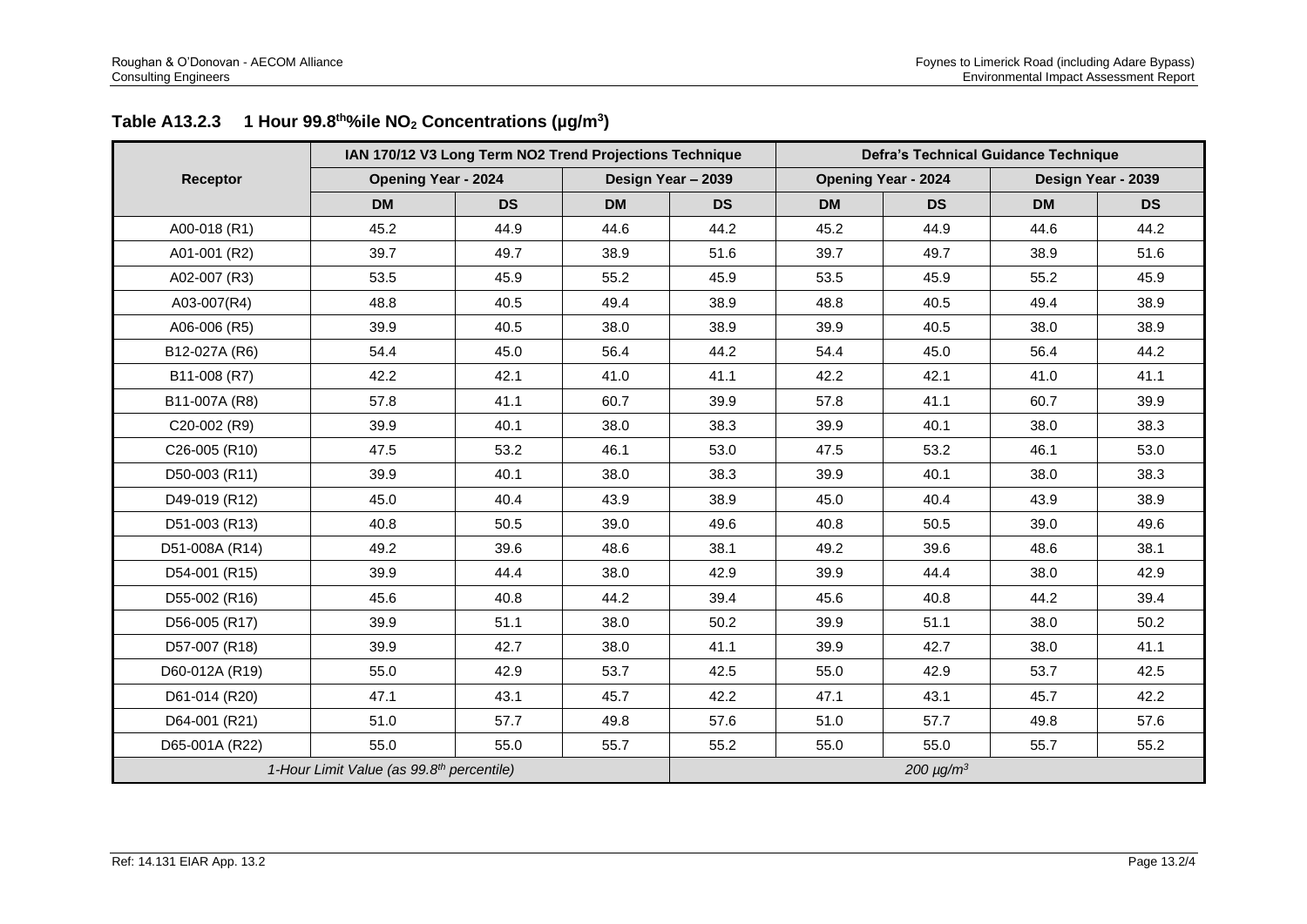**Table A13.2.3 1 Hour 99.8$^{th}$%ile $NO_2$ Concentrations (μg/m$^3$)**

| Receptor | IAN 170/12 V3 Long Term NO2 Trend Projections Technique | | | | Defra's Technical Guidance Technique | | | |
|---|---|---|---|---|---|---|---|---|
| | Opening Year - 2024 | | Design Year – 2039 | | Opening Year - 2024 | | Design Year - 2039 | |
| | DM | DS | DM | DS | DM | DS | DM | DS |
| A00-018 (R1) | 45.2 | 44.9 | 44.6 | 44.2 | 45.2 | 44.9 | 44.6 | 44.2 |
| A01-001 (R2) | 39.7 | 49.7 | 38.9 | 51.6 | 39.7 | 49.7 | 38.9 | 51.6 |
| A02-007 (R3) | 53.5 | 45.9 | 55.2 | 45.9 | 53.5 | 45.9 | 55.2 | 45.9 |
| A03-007(R4) | 48.8 | 40.5 | 49.4 | 38.9 | 48.8 | 40.5 | 49.4 | 38.9 |
| A06-006 (R5) | 39.9 | 40.5 | 38.0 | 38.9 | 39.9 | 40.5 | 38.0 | 38.9 |
| B12-027A (R6) | 54.4 | 45.0 | 56.4 | 44.2 | 54.4 | 45.0 | 56.4 | 44.2 |
| B11-008 (R7) | 42.2 | 42.1 | 41.0 | 41.1 | 42.2 | 42.1 | 41.0 | 41.1 |
| B11-007A (R8) | 57.8 | 41.1 | 60.7 | 39.9 | 57.8 | 41.1 | 60.7 | 39.9 |
| C20-002 (R9) | 39.9 | 40.1 | 38.0 | 38.3 | 39.9 | 40.1 | 38.0 | 38.3 |
| C26-005 (R10) | 47.5 | 53.2 | 46.1 | 53.0 | 47.5 | 53.2 | 46.1 | 53.0 |
| D50-003 (R11) | 39.9 | 40.1 | 38.0 | 38.3 | 39.9 | 40.1 | 38.0 | 38.3 |
| D49-019 (R12) | 45.0 | 40.4 | 43.9 | 38.9 | 45.0 | 40.4 | 43.9 | 38.9 |
| D51-003 (R13) | 40.8 | 50.5 | 39.0 | 49.6 | 40.8 | 50.5 | 39.0 | 49.6 |
| D51-008A (R14) | 49.2 | 39.6 | 48.6 | 38.1 | 49.2 | 39.6 | 48.6 | 38.1 |
| D54-001 (R15) | 39.9 | 44.4 | 38.0 | 42.9 | 39.9 | 44.4 | 38.0 | 42.9 |
| D55-002 (R16) | 45.6 | 40.8 | 44.2 | 39.4 | 45.6 | 40.8 | 44.2 | 39.4 |
| D56-005 (R17) | 39.9 | 51.1 | 38.0 | 50.2 | 39.9 | 51.1 | 38.0 | 50.2 |
| D57-007 (R18) | 39.9 | 42.7 | 38.0 | 41.1 | 39.9 | 42.7 | 38.0 | 41.1 |
| D60-012A (R19) | 55.0 | 42.9 | 53.7 | 42.5 | 55.0 | 42.9 | 53.7 | 42.5 |
| D61-014 (R20) | 47.1 | 43.1 | 45.7 | 42.2 | 47.1 | 43.1 | 45.7 | 42.2 |
| D64-001 (R21) | 51.0 | 57.7 | 49.8 | 57.6 | 51.0 | 57.7 | 49.8 | 57.6 |
| D65-001A (R22) | 55.0 | 55.0 | 55.7 | 55.2 | 55.0 | 55.0 | 55.7 | 55.2 |
| *1-Hour Limit Value (as 99.8$^{th}$ percentile)* | | | | *200 μg/m$^3$* | | | | |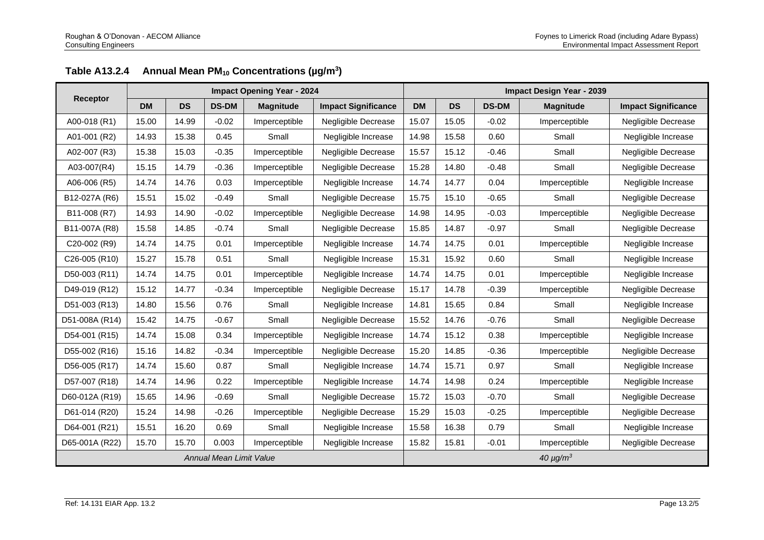**Table A13.2.4 Annual Mean $PM_{10}$ Concentrations (µg/m$^3$)**

| Receptor | Impact Opening Year - 2024 | | | | | Impact Design Year - 2039 | | | | |
|---|---|---|---|---|---|---|---|---|---|---|
| | DM | DS | DS-DM | Magnitude | Impact Significance | DM | DS | DS-DM | Magnitude | Impact Significance |
| A00-018 (R1) | 15.00 | 14.99 | -0.02 | Imperceptible | Negligible Decrease | 15.07 | 15.05 | -0.02 | Imperceptible | Negligible Decrease |
| A01-001 (R2) | 14.93 | 15.38 | 0.45 | Small | Negligible Increase | 14.98 | 15.58 | 0.60 | Small | Negligible Increase |
| A02-007 (R3) | 15.38 | 15.03 | -0.35 | Imperceptible | Negligible Decrease | 15.57 | 15.12 | -0.46 | Small | Negligible Decrease |
| A03-007(R4) | 15.15 | 14.79 | -0.36 | Imperceptible | Negligible Decrease | 15.28 | 14.80 | -0.48 | Small | Negligible Decrease |
| A06-006 (R5) | 14.74 | 14.76 | 0.03 | Imperceptible | Negligible Increase | 14.74 | 14.77 | 0.04 | Imperceptible | Negligible Increase |
| B12-027A (R6) | 15.51 | 15.02 | -0.49 | Small | Negligible Decrease | 15.75 | 15.10 | -0.65 | Small | Negligible Decrease |
| B11-008 (R7) | 14.93 | 14.90 | -0.02 | Imperceptible | Negligible Decrease | 14.98 | 14.95 | -0.03 | Imperceptible | Negligible Decrease |
| B11-007A (R8) | 15.58 | 14.85 | -0.74 | Small | Negligible Decrease | 15.85 | 14.87 | -0.97 | Small | Negligible Decrease |
| C20-002 (R9) | 14.74 | 14.75 | 0.01 | Imperceptible | Negligible Increase | 14.74 | 14.75 | 0.01 | Imperceptible | Negligible Increase |
| C26-005 (R10) | 15.27 | 15.78 | 0.51 | Small | Negligible Increase | 15.31 | 15.92 | 0.60 | Small | Negligible Increase |
| D50-003 (R11) | 14.74 | 14.75 | 0.01 | Imperceptible | Negligible Increase | 14.74 | 14.75 | 0.01 | Imperceptible | Negligible Increase |
| D49-019 (R12) | 15.12 | 14.77 | -0.34 | Imperceptible | Negligible Decrease | 15.17 | 14.78 | -0.39 | Imperceptible | Negligible Decrease |
| D51-003 (R13) | 14.80 | 15.56 | 0.76 | Small | Negligible Increase | 14.81 | 15.65 | 0.84 | Small | Negligible Increase |
| D51-008A (R14) | 15.42 | 14.75 | -0.67 | Small | Negligible Decrease | 15.52 | 14.76 | -0.76 | Small | Negligible Decrease |
| D54-001 (R15) | 14.74 | 15.08 | 0.34 | Imperceptible | Negligible Increase | 14.74 | 15.12 | 0.38 | Imperceptible | Negligible Increase |
| D55-002 (R16) | 15.16 | 14.82 | -0.34 | Imperceptible | Negligible Decrease | 15.20 | 14.85 | -0.36 | Imperceptible | Negligible Decrease |
| D56-005 (R17) | 14.74 | 15.60 | 0.87 | Small | Negligible Increase | 14.74 | 15.71 | 0.97 | Small | Negligible Increase |
| D57-007 (R18) | 14.74 | 14.96 | 0.22 | Imperceptible | Negligible Increase | 14.74 | 14.98 | 0.24 | Imperceptible | Negligible Increase |
| D60-012A (R19) | 15.65 | 14.96 | -0.69 | Small | Negligible Decrease | 15.72 | 15.03 | -0.70 | Small | Negligible Decrease |
| D61-014 (R20) | 15.24 | 14.98 | -0.26 | Imperceptible | Negligible Decrease | 15.29 | 15.03 | -0.25 | Imperceptible | Negligible Decrease |
| D64-001 (R21) | 15.51 | 16.20 | 0.69 | Small | Negligible Increase | 15.58 | 16.38 | 0.79 | Small | Negligible Increase |
| D65-001A (R22) | 15.70 | 15.70 | 0.003 | Imperceptible | Negligible Increase | 15.82 | 15.81 | -0.01 | Imperceptible | Negligible Decrease |
| *Annual Mean Limit Value* | | | | | | *40 µg/m$^3$* | | | | |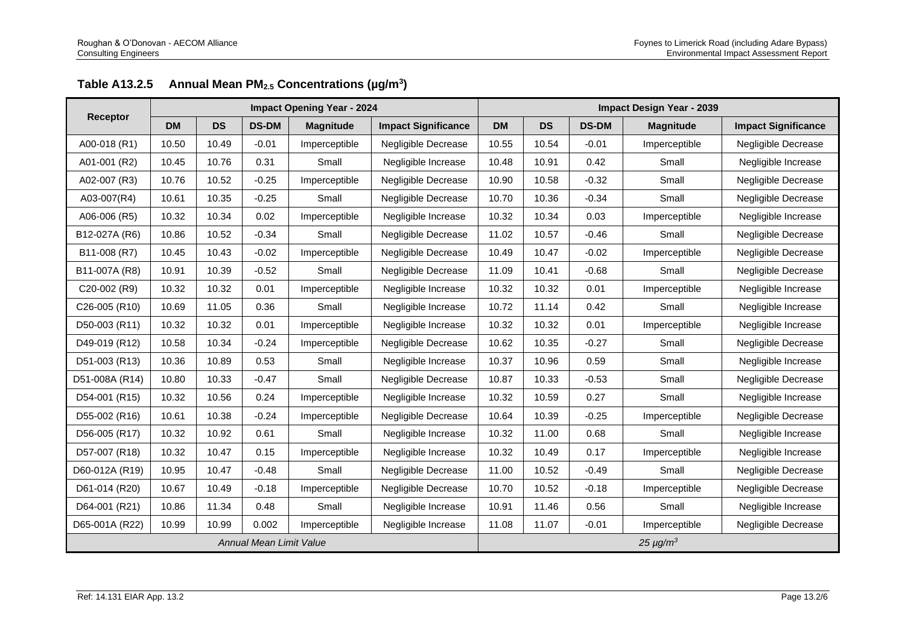**Table A13.2.5 Annual Mean $PM_{2.5}$ Concentrations (µg/m$^3$)**

| Receptor | Impact Opening Year - 2024 | | | | | Impact Design Year - 2039 | | | | |
|---|---|---|---|---|---|---|---|---|---|---|
| | DM | DS | DS-DM | Magnitude | Impact Significance | DM | DS | DS-DM | Magnitude | Impact Significance |
| A00-018 (R1) | 10.50 | 10.49 | -0.01 | Imperceptible | Negligible Decrease | 10.55 | 10.54 | -0.01 | Imperceptible | Negligible Decrease |
| A01-001 (R2) | 10.45 | 10.76 | 0.31 | Small | Negligible Increase | 10.48 | 10.91 | 0.42 | Small | Negligible Increase |
| A02-007 (R3) | 10.76 | 10.52 | -0.25 | Imperceptible | Negligible Decrease | 10.90 | 10.58 | -0.32 | Small | Negligible Decrease |
| A03-007(R4) | 10.61 | 10.35 | -0.25 | Small | Negligible Decrease | 10.70 | 10.36 | -0.34 | Small | Negligible Decrease |
| A06-006 (R5) | 10.32 | 10.34 | 0.02 | Imperceptible | Negligible Increase | 10.32 | 10.34 | 0.03 | Imperceptible | Negligible Increase |
| B12-027A (R6) | 10.86 | 10.52 | -0.34 | Small | Negligible Decrease | 11.02 | 10.57 | -0.46 | Small | Negligible Decrease |
| B11-008 (R7) | 10.45 | 10.43 | -0.02 | Imperceptible | Negligible Decrease | 10.49 | 10.47 | -0.02 | Imperceptible | Negligible Decrease |
| B11-007A (R8) | 10.91 | 10.39 | -0.52 | Small | Negligible Decrease | 11.09 | 10.41 | -0.68 | Small | Negligible Decrease |
| C20-002 (R9) | 10.32 | 10.32 | 0.01 | Imperceptible | Negligible Increase | 10.32 | 10.32 | 0.01 | Imperceptible | Negligible Increase |
| C26-005 (R10) | 10.69 | 11.05 | 0.36 | Small | Negligible Increase | 10.72 | 11.14 | 0.42 | Small | Negligible Increase |
| D50-003 (R11) | 10.32 | 10.32 | 0.01 | Imperceptible | Negligible Increase | 10.32 | 10.32 | 0.01 | Imperceptible | Negligible Increase |
| D49-019 (R12) | 10.58 | 10.34 | -0.24 | Imperceptible | Negligible Decrease | 10.62 | 10.35 | -0.27 | Small | Negligible Decrease |
| D51-003 (R13) | 10.36 | 10.89 | 0.53 | Small | Negligible Increase | 10.37 | 10.96 | 0.59 | Small | Negligible Increase |
| D51-008A (R14) | 10.80 | 10.33 | -0.47 | Small | Negligible Decrease | 10.87 | 10.33 | -0.53 | Small | Negligible Decrease |
| D54-001 (R15) | 10.32 | 10.56 | 0.24 | Imperceptible | Negligible Increase | 10.32 | 10.59 | 0.27 | Small | Negligible Increase |
| D55-002 (R16) | 10.61 | 10.38 | -0.24 | Imperceptible | Negligible Decrease | 10.64 | 10.39 | -0.25 | Imperceptible | Negligible Decrease |
| D56-005 (R17) | 10.32 | 10.92 | 0.61 | Small | Negligible Increase | 10.32 | 11.00 | 0.68 | Small | Negligible Increase |
| D57-007 (R18) | 10.32 | 10.47 | 0.15 | Imperceptible | Negligible Increase | 10.32 | 10.49 | 0.17 | Imperceptible | Negligible Increase |
| D60-012A (R19) | 10.95 | 10.47 | -0.48 | Small | Negligible Decrease | 11.00 | 10.52 | -0.49 | Small | Negligible Decrease |
| D61-014 (R20) | 10.67 | 10.49 | -0.18 | Imperceptible | Negligible Decrease | 10.70 | 10.52 | -0.18 | Imperceptible | Negligible Decrease |
| D64-001 (R21) | 10.86 | 11.34 | 0.48 | Small | Negligible Increase | 10.91 | 11.46 | 0.56 | Small | Negligible Increase |
| D65-001A (R22) | 10.99 | 10.99 | 0.002 | Imperceptible | Negligible Increase | 11.08 | 11.07 | -0.01 | Imperceptible | Negligible Decrease |
| *Annual Mean Limit Value* | | | | | | *25 µg/m$^3$* | | | | |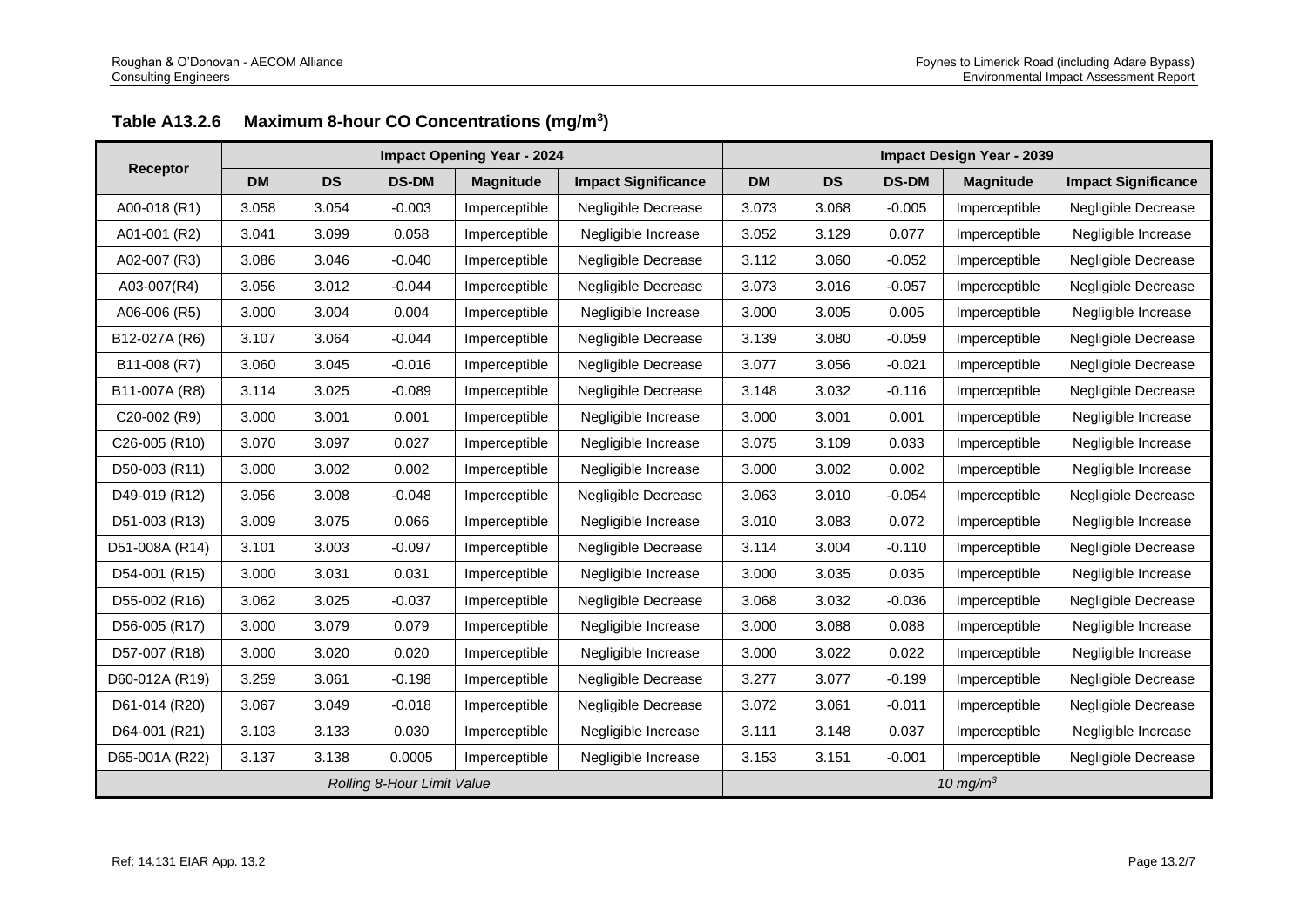**Table A13.2.6 Maximum 8-hour CO Concentrations (mg/m$^3$)**

| Receptor | Impact Opening Year - 2024 | | | | | Impact Design Year - 2039 | | | | |
|---|---|---|---|---|---|---|---|---|---|---|
| | DM | DS | DS-DM | Magnitude | Impact Significance | DM | DS | DS-DM | Magnitude | Impact Significance |
| A00-018 (R1) | 3.058 | 3.054 | -0.003 | Imperceptible | Negligible Decrease | 3.073 | 3.068 | -0.005 | Imperceptible | Negligible Decrease |
| A01-001 (R2) | 3.041 | 3.099 | 0.058 | Imperceptible | Negligible Increase | 3.052 | 3.129 | 0.077 | Imperceptible | Negligible Increase |
| A02-007 (R3) | 3.086 | 3.046 | -0.040 | Imperceptible | Negligible Decrease | 3.112 | 3.060 | -0.052 | Imperceptible | Negligible Decrease |
| A03-007(R4) | 3.056 | 3.012 | -0.044 | Imperceptible | Negligible Decrease | 3.073 | 3.016 | -0.057 | Imperceptible | Negligible Decrease |
| A06-006 (R5) | 3.000 | 3.004 | 0.004 | Imperceptible | Negligible Increase | 3.000 | 3.005 | 0.005 | Imperceptible | Negligible Increase |
| B12-027A (R6) | 3.107 | 3.064 | -0.044 | Imperceptible | Negligible Decrease | 3.139 | 3.080 | -0.059 | Imperceptible | Negligible Decrease |
| B11-008 (R7) | 3.060 | 3.045 | -0.016 | Imperceptible | Negligible Decrease | 3.077 | 3.056 | -0.021 | Imperceptible | Negligible Decrease |
| B11-007A (R8) | 3.114 | 3.025 | -0.089 | Imperceptible | Negligible Decrease | 3.148 | 3.032 | -0.116 | Imperceptible | Negligible Decrease |
| C20-002 (R9) | 3.000 | 3.001 | 0.001 | Imperceptible | Negligible Increase | 3.000 | 3.001 | 0.001 | Imperceptible | Negligible Increase |
| C26-005 (R10) | 3.070 | 3.097 | 0.027 | Imperceptible | Negligible Increase | 3.075 | 3.109 | 0.033 | Imperceptible | Negligible Increase |
| D50-003 (R11) | 3.000 | 3.002 | 0.002 | Imperceptible | Negligible Increase | 3.000 | 3.002 | 0.002 | Imperceptible | Negligible Increase |
| D49-019 (R12) | 3.056 | 3.008 | -0.048 | Imperceptible | Negligible Decrease | 3.063 | 3.010 | -0.054 | Imperceptible | Negligible Decrease |
| D51-003 (R13) | 3.009 | 3.075 | 0.066 | Imperceptible | Negligible Increase | 3.010 | 3.083 | 0.072 | Imperceptible | Negligible Increase |
| D51-008A (R14) | 3.101 | 3.003 | -0.097 | Imperceptible | Negligible Decrease | 3.114 | 3.004 | -0.110 | Imperceptible | Negligible Decrease |
| D54-001 (R15) | 3.000 | 3.031 | 0.031 | Imperceptible | Negligible Increase | 3.000 | 3.035 | 0.035 | Imperceptible | Negligible Increase |
| D55-002 (R16) | 3.062 | 3.025 | -0.037 | Imperceptible | Negligible Decrease | 3.068 | 3.032 | -0.036 | Imperceptible | Negligible Decrease |
| D56-005 (R17) | 3.000 | 3.079 | 0.079 | Imperceptible | Negligible Increase | 3.000 | 3.088 | 0.088 | Imperceptible | Negligible Increase |
| D57-007 (R18) | 3.000 | 3.020 | 0.020 | Imperceptible | Negligible Increase | 3.000 | 3.022 | 0.022 | Imperceptible | Negligible Increase |
| D60-012A (R19) | 3.259 | 3.061 | -0.198 | Imperceptible | Negligible Decrease | 3.277 | 3.077 | -0.199 | Imperceptible | Negligible Decrease |
| D61-014 (R20) | 3.067 | 3.049 | -0.018 | Imperceptible | Negligible Decrease | 3.072 | 3.061 | -0.011 | Imperceptible | Negligible Decrease |
| D64-001 (R21) | 3.103 | 3.133 | 0.030 | Imperceptible | Negligible Increase | 3.111 | 3.148 | 0.037 | Imperceptible | Negligible Increase |
| D65-001A (R22) | 3.137 | 3.138 | 0.0005 | Imperceptible | Negligible Increase | 3.153 | 3.151 | -0.001 | Imperceptible | Negligible Decrease |
| *Rolling 8-Hour Limit Value* | | | | | | *10 mg/m$^3$* | | | | |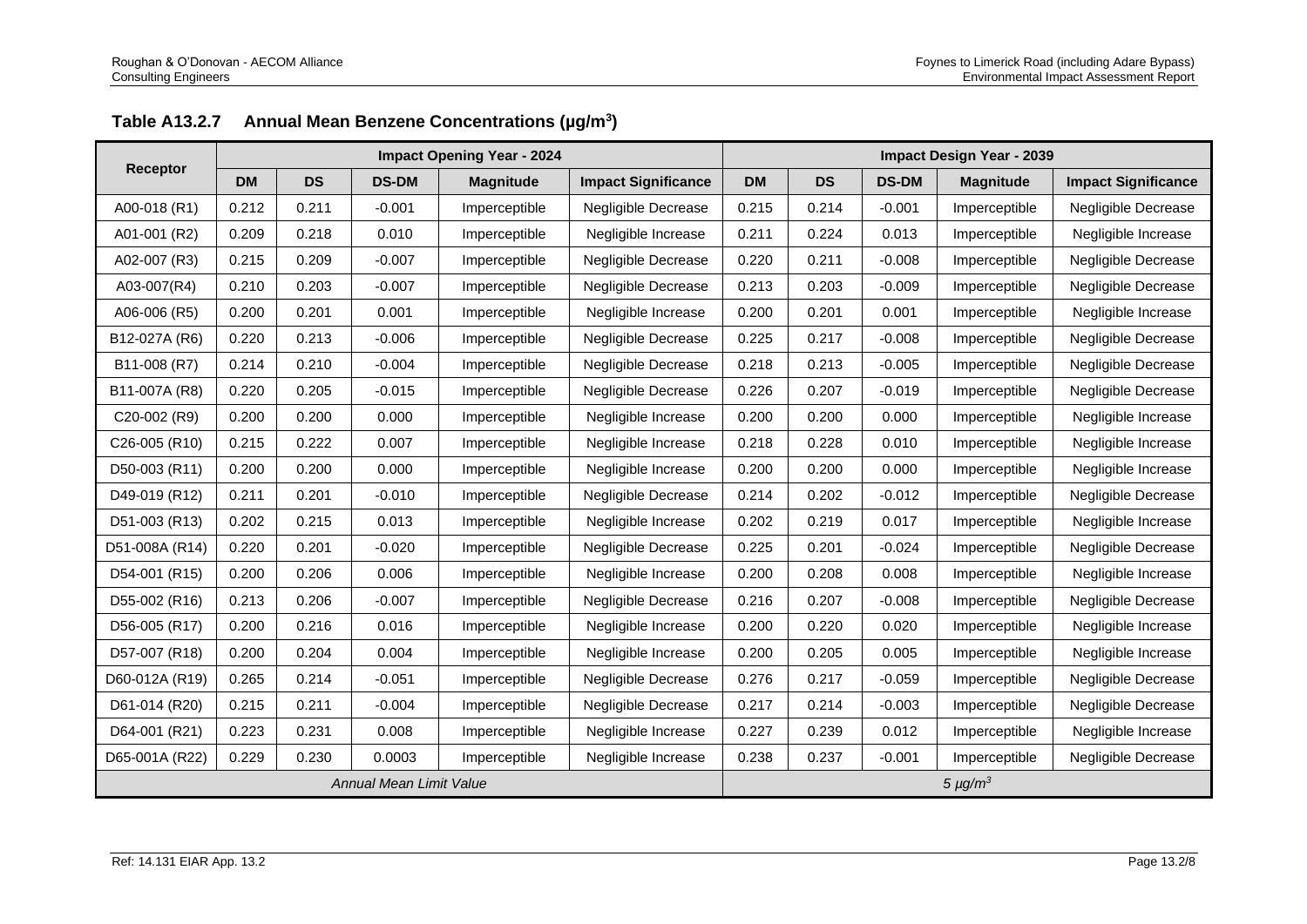### Table A13.2.7 Annual Mean Benzene Concentrations (μg/m³)

| Receptor | Impact Opening Year - 2024 | | | | | Impact Design Year - 2039 | | | | |
|---|---|---|---|---|---|---|---|---|---|---|
| | DM | DS | DS-DM | Magnitude | Impact Significance | DM | DS | DS-DM | Magnitude | Impact Significance |
| A00-018 (R1) | 0.212 | 0.211 | -0.001 | Imperceptible | Negligible Decrease | 0.215 | 0.214 | -0.001 | Imperceptible | Negligible Decrease |
| A01-001 (R2) | 0.209 | 0.218 | 0.010 | Imperceptible | Negligible Increase | 0.211 | 0.224 | 0.013 | Imperceptible | Negligible Increase |
| A02-007 (R3) | 0.215 | 0.209 | -0.007 | Imperceptible | Negligible Decrease | 0.220 | 0.211 | -0.008 | Imperceptible | Negligible Decrease |
| A03-007(R4) | 0.210 | 0.203 | -0.007 | Imperceptible | Negligible Decrease | 0.213 | 0.203 | -0.009 | Imperceptible | Negligible Decrease |
| A06-006 (R5) | 0.200 | 0.201 | 0.001 | Imperceptible | Negligible Increase | 0.200 | 0.201 | 0.001 | Imperceptible | Negligible Increase |
| B12-027A (R6) | 0.220 | 0.213 | -0.006 | Imperceptible | Negligible Decrease | 0.225 | 0.217 | -0.008 | Imperceptible | Negligible Decrease |
| B11-008 (R7) | 0.214 | 0.210 | -0.004 | Imperceptible | Negligible Decrease | 0.218 | 0.213 | -0.005 | Imperceptible | Negligible Decrease |
| B11-007A (R8) | 0.220 | 0.205 | -0.015 | Imperceptible | Negligible Decrease | 0.226 | 0.207 | -0.019 | Imperceptible | Negligible Decrease |
| C20-002 (R9) | 0.200 | 0.200 | 0.000 | Imperceptible | Negligible Increase | 0.200 | 0.200 | 0.000 | Imperceptible | Negligible Increase |
| C26-005 (R10) | 0.215 | 0.222 | 0.007 | Imperceptible | Negligible Increase | 0.218 | 0.228 | 0.010 | Imperceptible | Negligible Increase |
| D50-003 (R11) | 0.200 | 0.200 | 0.000 | Imperceptible | Negligible Increase | 0.200 | 0.200 | 0.000 | Imperceptible | Negligible Increase |
| D49-019 (R12) | 0.211 | 0.201 | -0.010 | Imperceptible | Negligible Decrease | 0.214 | 0.202 | -0.012 | Imperceptible | Negligible Decrease |
| D51-003 (R13) | 0.202 | 0.215 | 0.013 | Imperceptible | Negligible Increase | 0.202 | 0.219 | 0.017 | Imperceptible | Negligible Increase |
| D51-008A (R14) | 0.220 | 0.201 | -0.020 | Imperceptible | Negligible Decrease | 0.225 | 0.201 | -0.024 | Imperceptible | Negligible Decrease |
| D54-001 (R15) | 0.200 | 0.206 | 0.006 | Imperceptible | Negligible Increase | 0.200 | 0.208 | 0.008 | Imperceptible | Negligible Increase |
| D55-002 (R16) | 0.213 | 0.206 | -0.007 | Imperceptible | Negligible Decrease | 0.216 | 0.207 | -0.008 | Imperceptible | Negligible Decrease |
| D56-005 (R17) | 0.200 | 0.216 | 0.016 | Imperceptible | Negligible Increase | 0.200 | 0.220 | 0.020 | Imperceptible | Negligible Increase |
| D57-007 (R18) | 0.200 | 0.204 | 0.004 | Imperceptible | Negligible Increase | 0.200 | 0.205 | 0.005 | Imperceptible | Negligible Increase |
| D60-012A (R19) | 0.265 | 0.214 | -0.051 | Imperceptible | Negligible Decrease | 0.276 | 0.217 | -0.059 | Imperceptible | Negligible Decrease |
| D61-014 (R20) | 0.215 | 0.211 | -0.004 | Imperceptible | Negligible Decrease | 0.217 | 0.214 | -0.003 | Imperceptible | Negligible Decrease |
| D64-001 (R21) | 0.223 | 0.231 | 0.008 | Imperceptible | Negligible Increase | 0.227 | 0.239 | 0.012 | Imperceptible | Negligible Increase |
| D65-001A (R22) | 0.229 | 0.230 | 0.0003 | Imperceptible | Negligible Increase | 0.238 | 0.237 | -0.001 | Imperceptible | Negligible Decrease |
| *Annual Mean Limit Value* | | | | | | *5 μg/m³* | | | | |